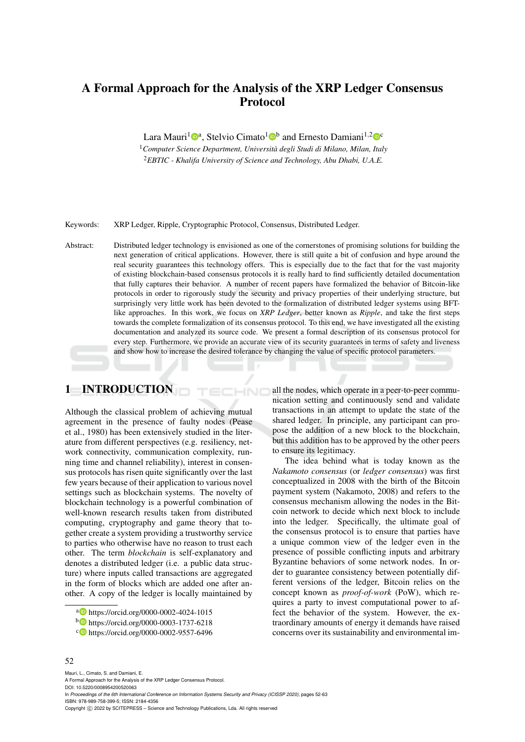# A Formal Approach for the Analysis of the XRP Ledger Consensus Protocol

Lara Mauri[1][a], Stelvio Cimato[1][b] and Ernesto Damiani[1,2][c]

[1]*Computer Science Department, Università degli Studi di Milano, Milan, Italy*
[2]*EBTIC - Khalifa University of Science and Technology, Abu Dhabi, U.A.E.*

Keywords: XRP Ledger, Ripple, Cryptographic Protocol, Consensus, Distributed Ledger.

Abstract: Distributed ledger technology is envisioned as one of the cornerstones of promising solutions for building the next generation of critical applications. However, there is still quite a bit of confusion and hype around the real security guarantees this technology offers. This is especially due to the fact that for the vast majority of existing blockchain-based consensus protocols it is really hard to find sufficiently detailed documentation that fully captures their behavior. A number of recent papers have formalized the behavior of Bitcoin-like protocols in order to rigorously study the security and privacy properties of their underlying structure, but surprisingly very little work has been devoted to the formalization of distributed ledger systems using BFT-like approaches. In this work, we focus on *XRP Ledger*, better known as *Ripple*, and take the first steps towards the complete formalization of its consensus protocol. To this end, we have investigated all the existing documentation and analyzed its source code. We present a formal description of its consensus protocol for every step. Furthermore, we provide an accurate view of its security guarantees in terms of safety and liveness and show how to increase the desired tolerance by changing the value of specific protocol parameters.

## 1 INTRODUCTION

Although the classical problem of achieving mutual agreement in the presence of faulty nodes (Pease et al., 1980) has been extensively studied in the literature from different perspectives (e.g. resiliency, network connectivity, communication complexity, running time and channel reliability), interest in consensus protocols has risen quite significantly over the last few years because of their application to various novel settings such as blockchain systems. The novelty of blockchain technology is a powerful combination of well-known research results taken from distributed computing, cryptography and game theory that together create a system providing a trustworthy service to parties who otherwise have no reason to trust each other. The term *blockchain* is self-explanatory and denotes a distributed ledger (i.e. a public data structure) where inputs called transactions are aggregated in the form of blocks which are added one after another. A copy of the ledger is locally maintained by all the nodes, which operate in a peer-to-peer communication setting and continuously send and validate transactions in an attempt to update the state of the shared ledger. In principle, any participant can propose the addition of a new block to the blockchain, but this addition has to be approved by the other peers to ensure its legitimacy.

The idea behind what is today known as the *Nakamoto consensus* (or *ledger consensus*) was first conceptualized in 2008 with the birth of the Bitcoin payment system (Nakamoto, 2008) and refers to the consensus mechanism allowing the nodes in the Bitcoin network to decide which next block to include into the ledger. Specifically, the ultimate goal of the consensus protocol is to ensure that parties have a unique common view of the ledger even in the presence of possible conflicting inputs and arbitrary Byzantine behaviors of some network nodes. In order to guarantee consistency between potentially different versions of the ledger, Bitcoin relies on the concept known as *proof-of-work* (PoW), which requires a party to invest computational power to affect the behavior of the system. However, the extraordinary amounts of energy it demands have raised concerns over its sustainability and environmental im-

[a] https://orcid.org/0000-0002-4024-1015
[b] https://orcid.org/0000-0003-1737-6218
[c] https://orcid.org/0000-0002-9557-6496

Mauri, L., Cimato, S. and Damiani, E.
A Formal Approach for the Analysis of the XRP Ledger Consensus Protocol.
DOI: 10.5220/0008954200520063
In *Proceedings of the 6th International Conference on Information Systems Security and Privacy (ICISSP 2020)*, pages 52-63
ISBN: 978-989-758-399-5; ISSN: 2184-4356
Copyright © 2022 by SCITEPRESS – Science and Technology Publications, Lda. All rights reserved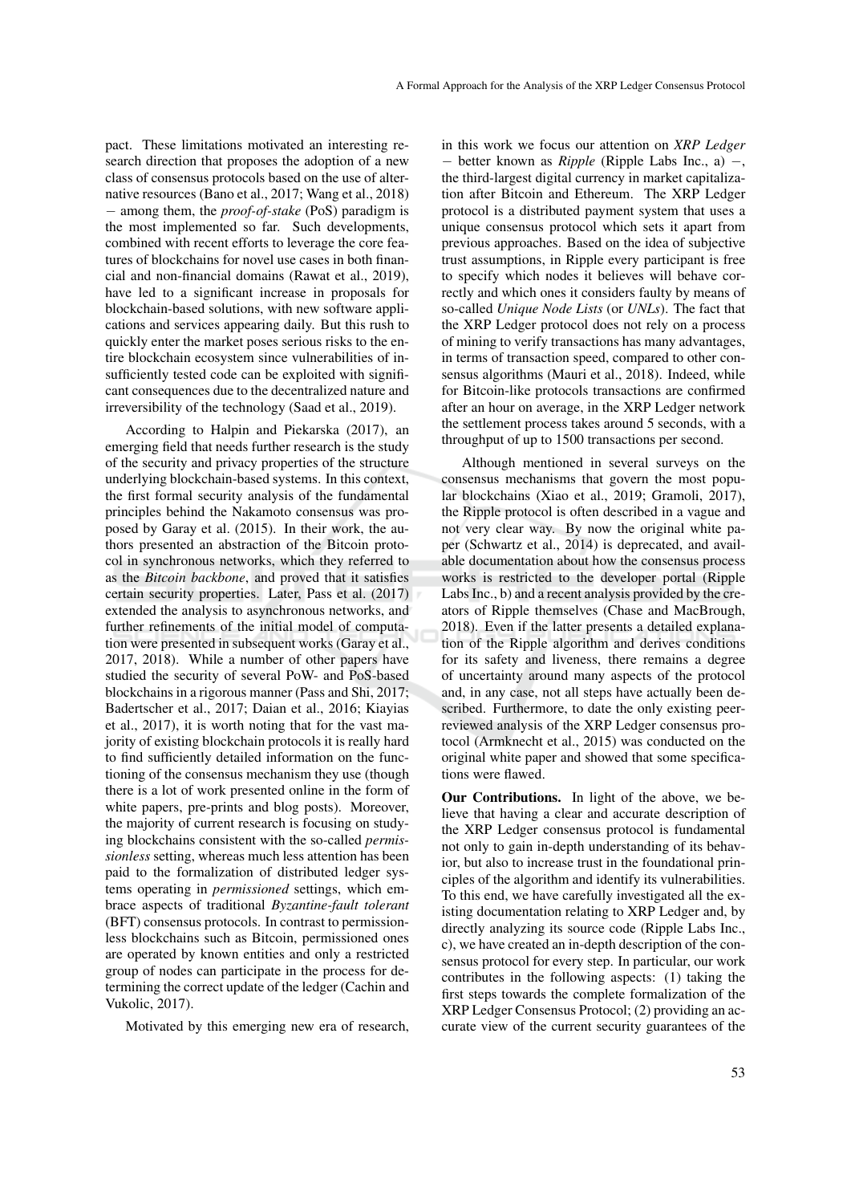pact. These limitations motivated an interesting research direction that proposes the adoption of a new class of consensus protocols based on the use of alternative resources (Bano et al., 2017; Wang et al., 2018) − among them, the *proof-of-stake* (PoS) paradigm is the most implemented so far. Such developments, combined with recent efforts to leverage the core features of blockchains for novel use cases in both financial and non-financial domains (Rawat et al., 2019), have led to a significant increase in proposals for blockchain-based solutions, with new software applications and services appearing daily. But this rush to quickly enter the market poses serious risks to the entire blockchain ecosystem since vulnerabilities of insufficiently tested code can be exploited with significant consequences due to the decentralized nature and irreversibility of the technology (Saad et al., 2019).

According to Halpin and Piekarska (2017), an emerging field that needs further research is the study of the security and privacy properties of the structure underlying blockchain-based systems. In this context, the first formal security analysis of the fundamental principles behind the Nakamoto consensus was proposed by Garay et al. (2015). In their work, the authors presented an abstraction of the Bitcoin protocol in synchronous networks, which they referred to as the *Bitcoin backbone*, and proved that it satisfies certain security properties. Later, Pass et al. (2017) extended the analysis to asynchronous networks, and further refinements of the initial model of computation were presented in subsequent works (Garay et al., 2017, 2018). While a number of other papers have studied the security of several PoW- and PoS-based blockchains in a rigorous manner (Pass and Shi, 2017; Badertscher et al., 2017; Daian et al., 2016; Kiayias et al., 2017), it is worth noting that for the vast majority of existing blockchain protocols it is really hard to find sufficiently detailed information on the functioning of the consensus mechanism they use (though there is a lot of work presented online in the form of white papers, pre-prints and blog posts). Moreover, the majority of current research is focusing on studying blockchains consistent with the so-called *permissionless* setting, whereas much less attention has been paid to the formalization of distributed ledger systems operating in *permissioned* settings, which embrace aspects of traditional *Byzantine-fault tolerant* (BFT) consensus protocols. In contrast to permissionless blockchains such as Bitcoin, permissioned ones are operated by known entities and only a restricted group of nodes can participate in the process for determining the correct update of the ledger (Cachin and Vukolic, 2017).

Motivated by this emerging new era of research, in this work we focus our attention on *XRP Ledger* − better known as *Ripple* (Ripple Labs Inc., a) −, the third-largest digital currency in market capitalization after Bitcoin and Ethereum. The XRP Ledger protocol is a distributed payment system that uses a unique consensus protocol which sets it apart from previous approaches. Based on the idea of subjective trust assumptions, in Ripple every participant is free to specify which nodes it believes will behave correctly and which ones it considers faulty by means of so-called *Unique Node Lists* (or *UNLs*). The fact that the XRP Ledger protocol does not rely on a process of mining to verify transactions has many advantages, in terms of transaction speed, compared to other consensus algorithms (Mauri et al., 2018). Indeed, while for Bitcoin-like protocols transactions are confirmed after an hour on average, in the XRP Ledger network the settlement process takes around 5 seconds, with a throughput of up to 1500 transactions per second.

Although mentioned in several surveys on the consensus mechanisms that govern the most popular blockchains (Xiao et al., 2019; Gramoli, 2017), the Ripple protocol is often described in a vague and not very clear way. By now the original white paper (Schwartz et al., 2014) is deprecated, and available documentation about how the consensus process works is restricted to the developer portal (Ripple Labs Inc., b) and a recent analysis provided by the creators of Ripple themselves (Chase and MacBrough, 2018). Even if the latter presents a detailed explanation of the Ripple algorithm and derives conditions for its safety and liveness, there remains a degree of uncertainty around many aspects of the protocol and, in any case, not all steps have actually been described. Furthermore, to date the only existing peer-reviewed analysis of the XRP Ledger consensus protocol (Armknecht et al., 2015) was conducted on the original white paper and showed that some specifications were flawed.

**Our Contributions.** In light of the above, we believe that having a clear and accurate description of the XRP Ledger consensus protocol is fundamental not only to gain in-depth understanding of its behavior, but also to increase trust in the foundational principles of the algorithm and identify its vulnerabilities. To this end, we have carefully investigated all the existing documentation relating to XRP Ledger and, by directly analyzing its source code (Ripple Labs Inc., c), we have created an in-depth description of the consensus protocol for every step. In particular, our work contributes in the following aspects: (1) taking the first steps towards the complete formalization of the XRP Ledger Consensus Protocol; (2) providing an accurate view of the current security guarantees of the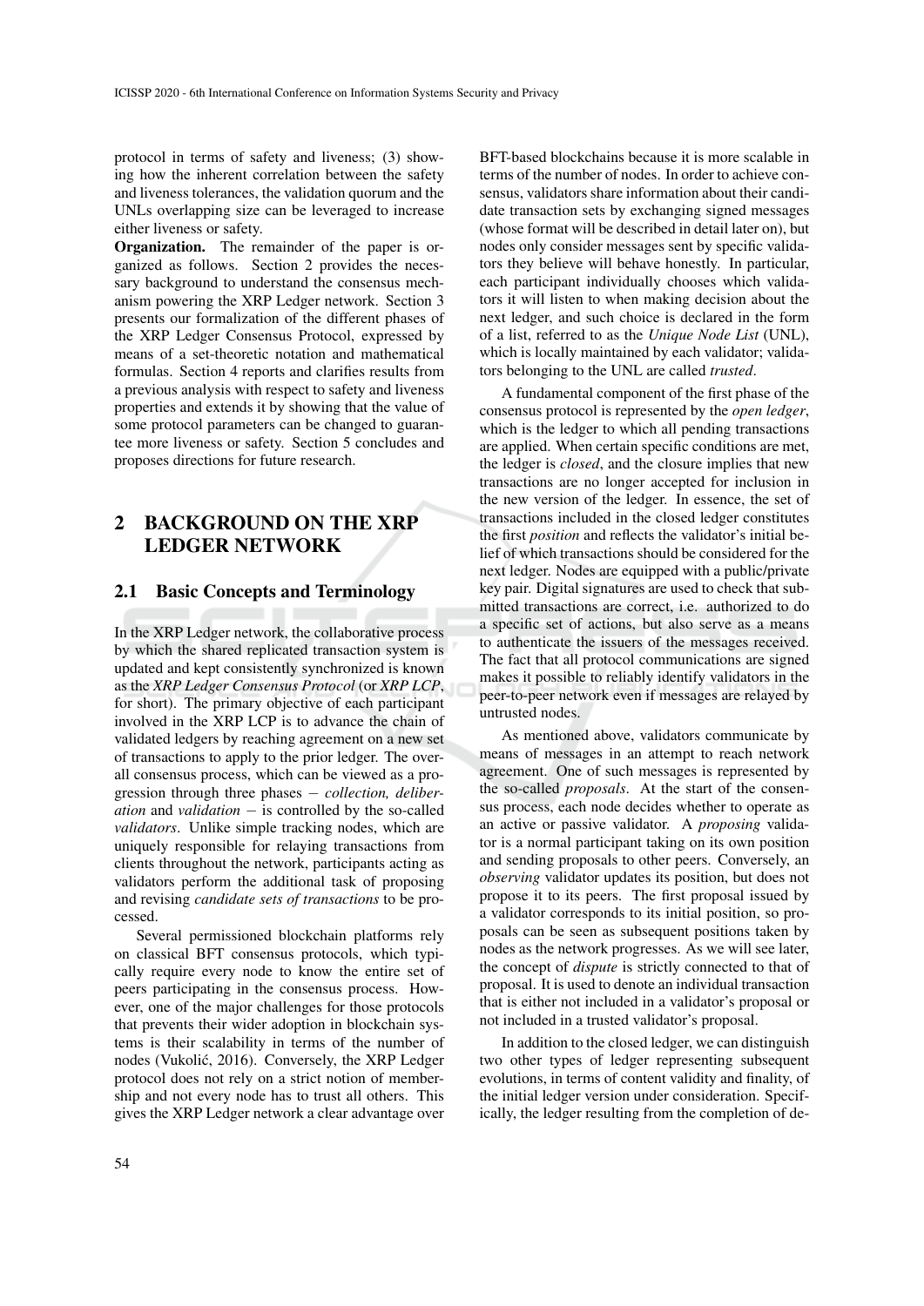protocol in terms of safety and liveness; (3) showing how the inherent correlation between the safety and liveness tolerances, the validation quorum and the UNLs overlapping size can be leveraged to increase either liveness or safety.

**Organization.** The remainder of the paper is organized as follows. Section 2 provides the necessary background to understand the consensus mechanism powering the XRP Ledger network. Section 3 presents our formalization of the different phases of the XRP Ledger Consensus Protocol, expressed by means of a set-theoretic notation and mathematical formulas. Section 4 reports and clarifies results from a previous analysis with respect to safety and liveness properties and extends it by showing that the value of some protocol parameters can be changed to guarantee more liveness or safety. Section 5 concludes and proposes directions for future research.

# 2 BACKGROUND ON THE XRP LEDGER NETWORK

## 2.1 Basic Concepts and Terminology

In the XRP Ledger network, the collaborative process by which the shared replicated transaction system is updated and kept consistently synchronized is known as the *XRP Ledger Consensus Protocol* (or *XRP LCP*, for short). The primary objective of each participant involved in the XRP LCP is to advance the chain of validated ledgers by reaching agreement on a new set of transactions to apply to the prior ledger. The overall consensus process, which can be viewed as a progression through three phases − *collection, deliberation* and *validation* − is controlled by the so-called *validators*. Unlike simple tracking nodes, which are uniquely responsible for relaying transactions from clients throughout the network, participants acting as validators perform the additional task of proposing and revising *candidate sets of transactions* to be processed.

Several permissioned blockchain platforms rely on classical BFT consensus protocols, which typically require every node to know the entire set of peers participating in the consensus process. However, one of the major challenges for those protocols that prevents their wider adoption in blockchain systems is their scalability in terms of the number of nodes (Vukolić, 2016). Conversely, the XRP Ledger protocol does not rely on a strict notion of membership and not every node has to trust all others. This gives the XRP Ledger network a clear advantage over BFT-based blockchains because it is more scalable in terms of the number of nodes. In order to achieve consensus, validators share information about their candidate transaction sets by exchanging signed messages (whose format will be described in detail later on), but nodes only consider messages sent by specific validators they believe will behave honestly. In particular, each participant individually chooses which validators it will listen to when making decision about the next ledger, and such choice is declared in the form of a list, referred to as the *Unique Node List* (UNL), which is locally maintained by each validator; validators belonging to the UNL are called *trusted*.

A fundamental component of the first phase of the consensus protocol is represented by the *open ledger*, which is the ledger to which all pending transactions are applied. When certain specific conditions are met, the ledger is *closed*, and the closure implies that new transactions are no longer accepted for inclusion in the new version of the ledger. In essence, the set of transactions included in the closed ledger constitutes the first *position* and reflects the validator's initial belief of which transactions should be considered for the next ledger. Nodes are equipped with a public/private key pair. Digital signatures are used to check that submitted transactions are correct, i.e. authorized to do a specific set of actions, but also serve as a means to authenticate the issuers of the messages received. The fact that all protocol communications are signed makes it possible to reliably identify validators in the peer-to-peer network even if messages are relayed by untrusted nodes.

As mentioned above, validators communicate by means of messages in an attempt to reach network agreement. One of such messages is represented by the so-called *proposals*. At the start of the consensus process, each node decides whether to operate as an active or passive validator. A *proposing* validator is a normal participant taking on its own position and sending proposals to other peers. Conversely, an *observing* validator updates its position, but does not propose it to its peers. The first proposal issued by a validator corresponds to its initial position, so proposals can be seen as subsequent positions taken by nodes as the network progresses. As we will see later, the concept of *dispute* is strictly connected to that of proposal. It is used to denote an individual transaction that is either not included in a validator's proposal or not included in a trusted validator's proposal.

In addition to the closed ledger, we can distinguish two other types of ledger representing subsequent evolutions, in terms of content validity and finality, of the initial ledger version under consideration. Specifically, the ledger resulting from the completion of de-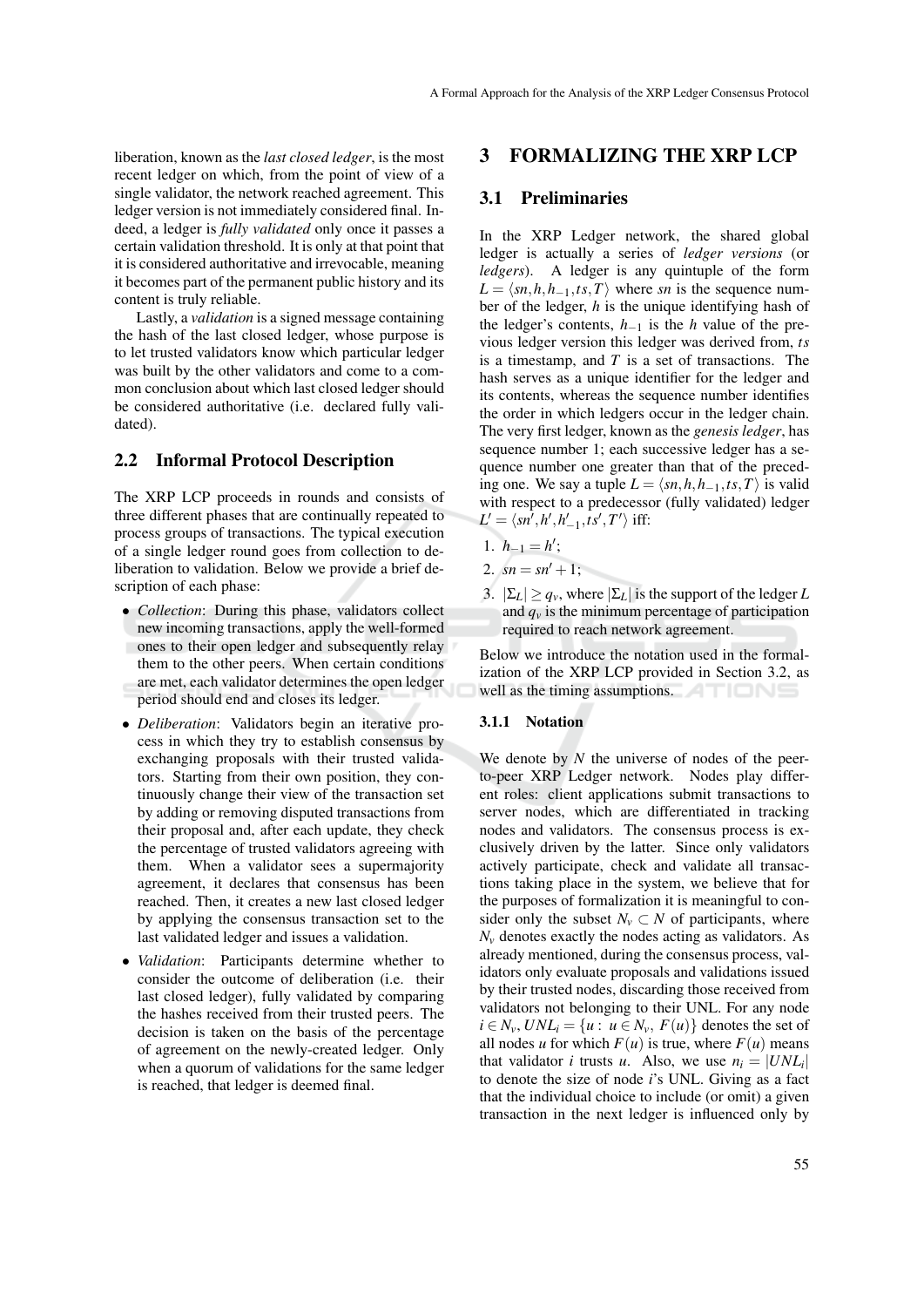liberation, known as the *last closed ledger*, is the most recent ledger on which, from the point of view of a single validator, the network reached agreement. This ledger version is not immediately considered final. Indeed, a ledger is *fully validated* only once it passes a certain validation threshold. It is only at that point that it is considered authoritative and irrevocable, meaning it becomes part of the permanent public history and its content is truly reliable.

Lastly, a *validation* is a signed message containing the hash of the last closed ledger, whose purpose is to let trusted validators know which particular ledger was built by the other validators and come to a common conclusion about which last closed ledger should be considered authoritative (i.e. declared fully validated).

## 2.2 Informal Protocol Description

The XRP LCP proceeds in rounds and consists of three different phases that are continually repeated to process groups of transactions. The typical execution of a single ledger round goes from collection to deliberation to validation. Below we provide a brief description of each phase:

- *Collection*: During this phase, validators collect new incoming transactions, apply the well-formed ones to their open ledger and subsequently relay them to the other peers. When certain conditions are met, each validator determines the open ledger period should end and closes its ledger.
- *Deliberation*: Validators begin an iterative process in which they try to establish consensus by exchanging proposals with their trusted validators. Starting from their own position, they continuously change their view of the transaction set by adding or removing disputed transactions from their proposal and, after each update, they check the percentage of trusted validators agreeing with them. When a validator sees a supermajority agreement, it declares that consensus has been reached. Then, it creates a new last closed ledger by applying the consensus transaction set to the last validated ledger and issues a validation.
- *Validation*: Participants determine whether to consider the outcome of deliberation (i.e. their last closed ledger), fully validated by comparing the hashes received from their trusted peers. The decision is taken on the basis of the percentage of agreement on the newly-created ledger. Only when a quorum of validations for the same ledger is reached, that ledger is deemed final.

# 3 FORMALIZING THE XRP LCP

## 3.1 Preliminaries

In the XRP Ledger network, the shared global ledger is actually a series of *ledger versions* (or *ledgers*). A ledger is any quintuple of the form $L = \langle sn, h, h_{-1}, ts, T \rangle$ where $sn$ is the sequence number of the ledger, $h$ is the unique identifying hash of the ledger's contents, $h_{-1}$ is the $h$ value of the previous ledger version this ledger was derived from, $ts$ is a timestamp, and $T$ is a set of transactions. The hash serves as a unique identifier for the ledger and its contents, whereas the sequence number identifies the order in which ledgers occur in the ledger chain. The very first ledger, known as the *genesis ledger*, has sequence number 1; each successive ledger has a sequence number one greater than that of the preceding one. We say a tuple $L = \langle sn, h, h_{-1}, ts, T \rangle$ is valid with respect to a predecessor (fully validated) ledger $L' = \langle sn', h', h'_{-1}, ts', T' \rangle$ iff:

1. $h_{-1} = h'$;
2. $sn = sn' + 1$;
3. $|\Sigma_L| \geq q_v$, where $|\Sigma_L|$ is the support of the ledger $L$ and $q_v$ is the minimum percentage of participation required to reach network agreement.

Below we introduce the notation used in the formalization of the XRP LCP provided in Section 3.2, as well as the timing assumptions.

### 3.1.1 Notation

We denote by $N$ the universe of nodes of the peer-to-peer XRP Ledger network. Nodes play different roles: client applications submit transactions to server nodes, which are differentiated in tracking nodes and validators. The consensus process is exclusively driven by the latter. Since only validators actively participate, check and validate all transactions taking place in the system, we believe that for the purposes of formalization it is meaningful to consider only the subset $N_v \subset N$ of participants, where $N_v$ denotes exactly the nodes acting as validators. As already mentioned, during the consensus process, validators only evaluate proposals and validations issued by their trusted nodes, discarding those received from validators not belonging to their UNL. For any node $i \in N_v$, $UNL_i = \{u : u \in N_v, F(u)\}$ denotes the set of all nodes $u$ for which $F(u)$ is true, where $F(u)$ means that validator $i$ trusts $u$. Also, we use $n_i = |UNL_i|$ to denote the size of node $i$'s UNL. Giving as a fact that the individual choice to include (or omit) a given transaction in the next ledger is influenced only by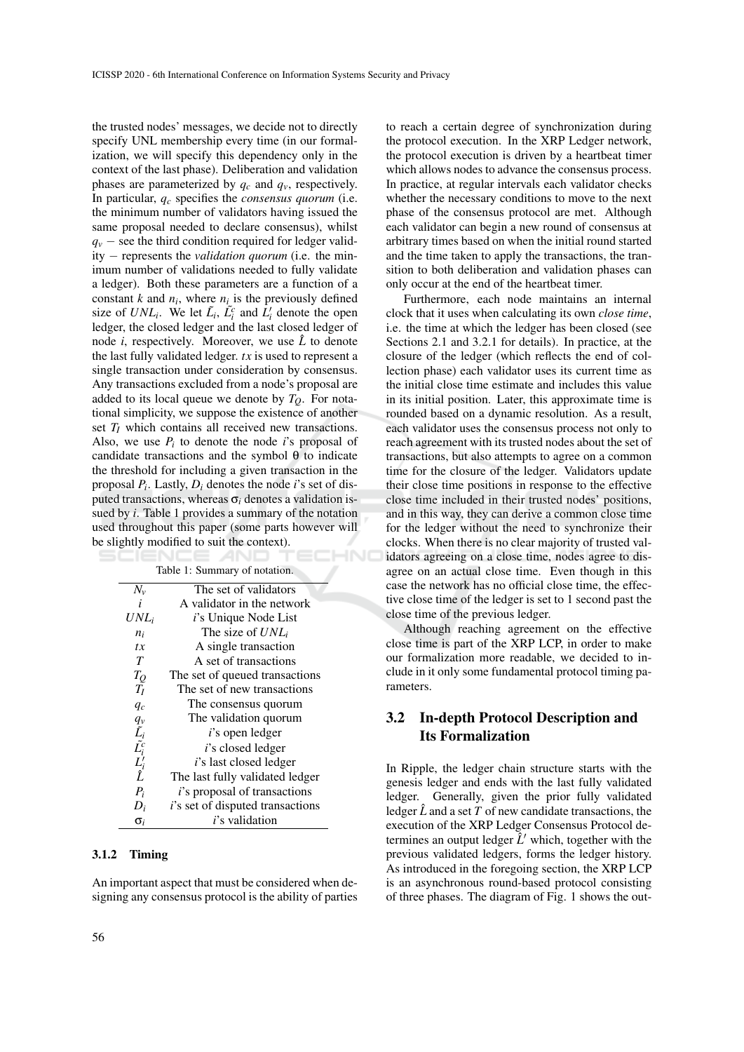the trusted nodes' messages, we decide not to directly specify UNL membership every time (in our formalization, we will specify this dependency only in the context of the last phase). Deliberation and validation phases are parameterized by $q_c$ and $q_v$, respectively. In particular, $q_c$ specifies the *consensus quorum* (i.e. the minimum number of validators having issued the same proposal needed to declare consensus), whilst $q_v$ − see the third condition required for ledger validity − represents the *validation quorum* (i.e. the minimum number of validations needed to fully validate a ledger). Both these parameters are a function of a constant $k$ and $n_i$, where $n_i$ is the previously defined size of $UNL_i$. We let $\tilde{L}_i$, $\tilde{L}_i^c$ and $L_i'$ denote the open ledger, the closed ledger and the last closed ledger of node $i$, respectively. Moreover, we use $\hat{L}$ to denote the last fully validated ledger. $tx$ is used to represent a single transaction under consideration by consensus. Any transactions excluded from a node's proposal are added to its local queue we denote by $T_Q$. For notational simplicity, we suppose the existence of another set $T_I$ which contains all received new transactions. Also, we use $P_i$ to denote the node $i$'s proposal of candidate transactions and the symbol $\theta$ to indicate the threshold for including a given transaction in the proposal $P_i$. Lastly, $D_i$ denotes the node $i$'s set of disputed transactions, whereas $\sigma_i$ denotes a validation issued by $i$. Table 1 provides a summary of the notation used throughout this paper (some parts however will be slightly modified to suit the context).

Table 1: Summary of notation.

| | |
|---|---|
| $N_v$ | The set of validators |
| $i$ | A validator in the network |
| $UNL_i$ | $i$'s Unique Node List |
| $n_i$ | The size of $UNL_i$ |
| $tx$ | A single transaction |
| $T$ | A set of transactions |
| $T_Q$ | The set of queued transactions |
| $T_I$ | The set of new transactions |
| $q_c$ | The consensus quorum |
| $q_v$ | The validation quorum |
| $\tilde{L}_i$ | $i$'s open ledger |
| $\tilde{L}_i^c$ | $i$'s closed ledger |
| $L_i'$ | $i$'s last closed ledger |
| $\hat{L}$ | The last fully validated ledger |
| $P_i$ | $i$'s proposal of transactions |
| $D_i$ | $i$'s set of disputed transactions |
| $\sigma_i$ | $i$'s validation |

#### 3.1.2 Timing

An important aspect that must be considered when designing any consensus protocol is the ability of parties to reach a certain degree of synchronization during the protocol execution. In the XRP Ledger network, the protocol execution is driven by a heartbeat timer which allows nodes to advance the consensus process. In practice, at regular intervals each validator checks whether the necessary conditions to move to the next phase of the consensus protocol are met. Although each validator can begin a new round of consensus at arbitrary times based on when the initial round started and the time taken to apply the transactions, the transition to both deliberation and validation phases can only occur at the end of the heartbeat timer.

Furthermore, each node maintains an internal clock that it uses when calculating its own *close time*, i.e. the time at which the ledger has been closed (see Sections 2.1 and 3.2.1 for details). In practice, at the closure of the ledger (which reflects the end of collection phase) each validator uses its current time as the initial close time estimate and includes this value in its initial position. Later, this approximate time is rounded based on a dynamic resolution. As a result, each validator uses the consensus process not only to reach agreement with its trusted nodes about the set of transactions, but also attempts to agree on a common time for the closure of the ledger. Validators update their close time positions in response to the effective close time included in their trusted nodes' positions, and in this way, they can derive a common close time for the ledger without the need to synchronize their clocks. When there is no clear majority of trusted validators agreeing on a close time, nodes agree to disagree on an actual close time. Even though in this case the network has no official close time, the effective close time of the ledger is set to 1 second past the close time of the previous ledger.

Although reaching agreement on the effective close time is part of the XRP LCP, in order to make our formalization more readable, we decided to include in it only some fundamental protocol timing parameters.

### 3.2 In-depth Protocol Description and Its Formalization

In Ripple, the ledger chain structure starts with the genesis ledger and ends with the last fully validated ledger. Generally, given the prior fully validated ledger $\hat{L}$ and a set $T$ of new candidate transactions, the execution of the XRP Ledger Consensus Protocol determines an output ledger $\hat{L}'$ which, together with the previous validated ledgers, forms the ledger history. As introduced in the foregoing section, the XRP LCP is an asynchronous round-based protocol consisting of three phases. The diagram of Fig. 1 shows the out-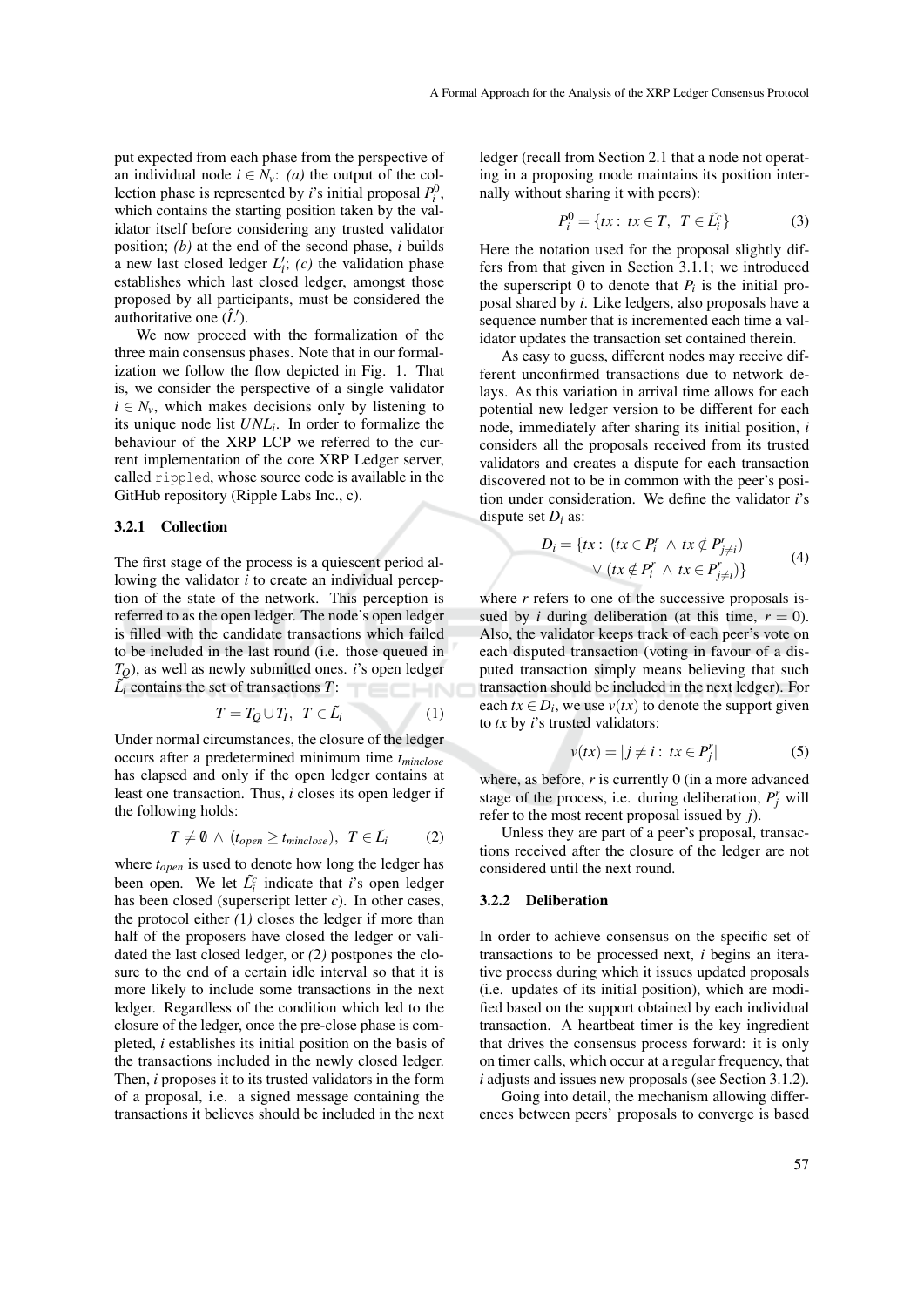put expected from each phase from the perspective of an individual node $i \in N_v$: *(a)* the output of the collection phase is represented by $i$'s initial proposal $P_i^0$, which contains the starting position taken by the validator itself before considering any trusted validator position; *(b)* at the end of the second phase, $i$ builds a new last closed ledger $L_i'$; *(c)* the validation phase establishes which last closed ledger, amongst those proposed by all participants, must be considered the authoritative one ($\hat{L}'$).

We now proceed with the formalization of the three main consensus phases. Note that in our formalization we follow the flow depicted in Fig. 1. That is, we consider the perspective of a single validator $i \in N_v$, which makes decisions only by listening to its unique node list $UNL_i$. In order to formalize the behaviour of the XRP LCP we referred to the current implementation of the core XRP Ledger server, called `rippled`, whose source code is available in the GitHub repository (Ripple Labs Inc., c).

#### 3.2.1 Collection

The first stage of the process is a quiescent period allowing the validator $i$ to create an individual perception of the state of the network. This perception is referred to as the open ledger. The node's open ledger is filled with the candidate transactions which failed to be included in the last round (i.e. those queued in $T_Q$), as well as newly submitted ones. $i$'s open ledger $\tilde{L}_i$ contains the set of transactions $T$:

$$T = T_Q \cup T_I, \;\; T \in \tilde{L}_i \tag{1}$$

Under normal circumstances, the closure of the ledger occurs after a predetermined minimum time $t_{minclose}$ has elapsed and only if the open ledger contains at least one transaction. Thus, $i$ closes its open ledger if the following holds:

$$T \neq \emptyset \, \wedge \, (t_{open} \geq t_{minclose}), \;\; T \in \tilde{L}_i \tag{2}$$

where $t_{open}$ is used to denote how long the ledger has been open. We let $\tilde{L}_i^c$ indicate that $i$'s open ledger has been closed (superscript letter $c$). In other cases, the protocol either *(1)* closes the ledger if more than half of the proposers have closed the ledger or validated the last closed ledger, or *(2)* postpones the closure to the end of a certain idle interval so that it is more likely to include some transactions in the next ledger. Regardless of the condition which led to the closure of the ledger, once the pre-close phase is completed, $i$ establishes its initial position on the basis of the transactions included in the newly closed ledger. Then, $i$ proposes it to its trusted validators in the form of a proposal, i.e. a signed message containing the transactions it believes should be included in the next ledger (recall from Section 2.1 that a node not operating in a proposing mode maintains its position internally without sharing it with peers):

$$P_i^0 = \{tx : \, tx \in T, \;\; T \in \tilde{L}_i^c\} \tag{3}$$

Here the notation used for the proposal slightly differs from that given in Section 3.1.1; we introduced the superscript 0 to denote that $P_i$ is the initial proposal shared by $i$. Like ledgers, also proposals have a sequence number that is incremented each time a validator updates the transaction set contained therein.

As easy to guess, different nodes may receive different unconfirmed transactions due to network delays. As this variation in arrival time allows for each potential new ledger version to be different for each node, immediately after sharing its initial position, $i$ considers all the proposals received from its trusted validators and creates a dispute for each transaction discovered not to be in common with the peer's position under consideration. We define the validator $i$'s dispute set $D_i$ as:

$$D_i = \{tx : \, (tx \in P_i^r \, \wedge \, tx \notin P_{j \neq i}^r) \\ \vee \, (tx \notin P_i^r \, \wedge \, tx \in P_{j \neq i}^r)\} \tag{4}$$

where $r$ refers to one of the successive proposals issued by $i$ during deliberation (at this time, $r = 0$). Also, the validator keeps track of each peer's vote on each disputed transaction (voting in favour of a disputed transaction simply means believing that such transaction should be included in the next ledger). For each $tx \in D_i$, we use $v(tx)$ to denote the support given to $tx$ by $i$'s trusted validators:

$$v(tx) = |\, j \neq i : \, tx \in P_j^r| \tag{5}$$

where, as before, $r$ is currently 0 (in a more advanced stage of the process, i.e. during deliberation, $P_j^r$ will refer to the most recent proposal issued by $j$).

Unless they are part of a peer's proposal, transactions received after the closure of the ledger are not considered until the next round.

#### 3.2.2 Deliberation

In order to achieve consensus on the specific set of transactions to be processed next, $i$ begins an iterative process during which it issues updated proposals (i.e. updates of its initial position), which are modified based on the support obtained by each individual transaction. A heartbeat timer is the key ingredient that drives the consensus process forward: it is only on timer calls, which occur at a regular frequency, that $i$ adjusts and issues new proposals (see Section 3.1.2).

Going into detail, the mechanism allowing differences between peers' proposals to converge is based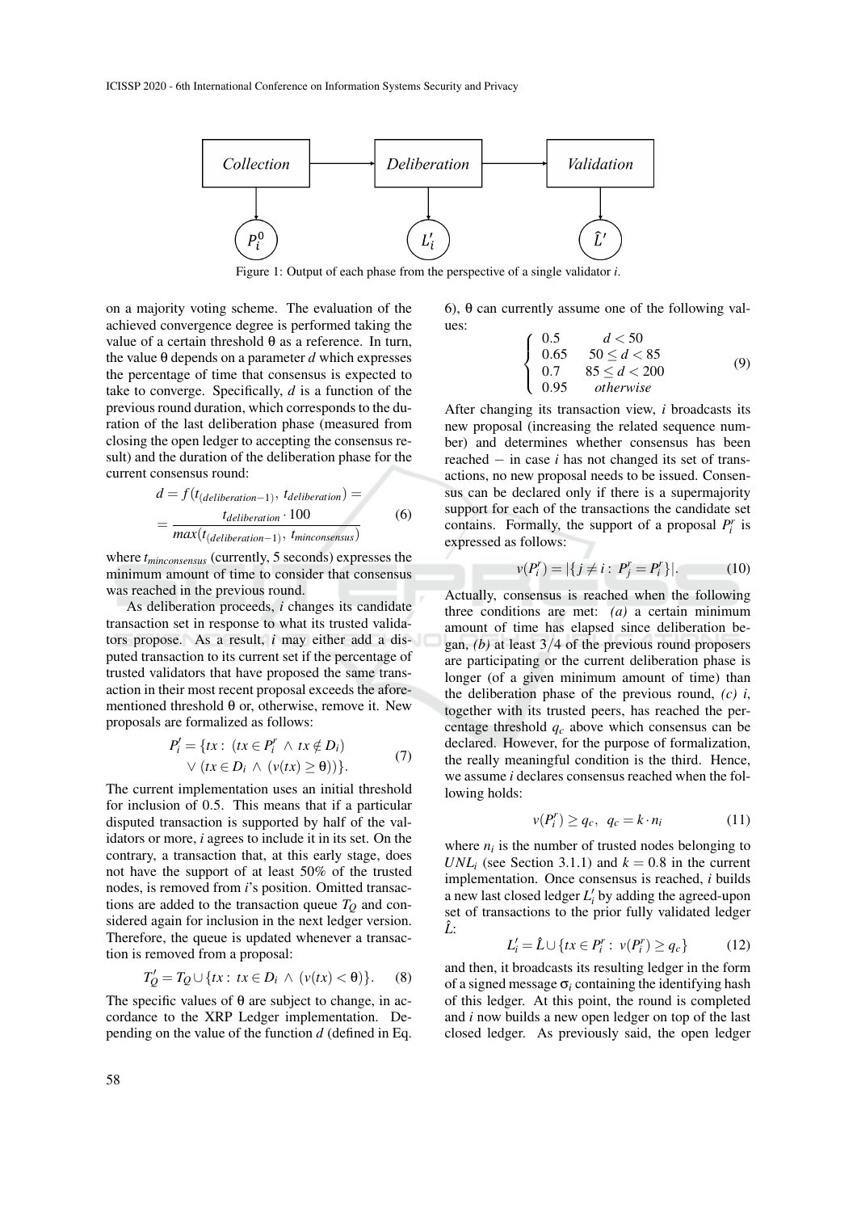Collection

Deliberation

Validation

$P_i^0$

$L_i'$

$\hat{L}'$

Figure 1: Output of each phase from the perspective of a single validator $i$.

on a majority voting scheme. The evaluation of the achieved convergence degree is performed taking the value of a certain threshold θ as a reference. In turn, the value θ depends on a parameter $d$ which expresses the percentage of time that consensus is expected to take to converge. Specifically, $d$ is a function of the previous round duration, which corresponds to the duration of the last deliberation phase (measured from closing the open ledger to accepting the consensus result) and the duration of the deliberation phase for the current consensus round:

$$d = f(t_{(deliberation-1)},\ t_{deliberation}) = \\ = \frac{t_{deliberation} \cdot 100}{max(t_{(deliberation-1)},\ t_{minconsensus})} \tag{6}$$

where $t_{minconsensus}$ (currently, 5 seconds) expresses the minimum amount of time to consider that consensus was reached in the previous round.

As deliberation proceeds, $i$ changes its candidate transaction set in response to what its trusted validators propose. As a result, $i$ may either add a disputed transaction to its current set if the percentage of trusted validators that have proposed the same transaction in their most recent proposal exceeds the aforementioned threshold θ or, otherwise, remove it. New proposals are formalized as follows:

$$P_i' = \{tx :\ (tx \in P_i^r \ \wedge\ tx \notin D_i) \\ \vee\ (tx \in D_i \ \wedge\ (v(tx) \geq \theta))\}. \tag{7}$$

The current implementation uses an initial threshold for inclusion of 0.5. This means that if a particular disputed transaction is supported by half of the validators or more, $i$ agrees to include it in its set. On the contrary, a transaction that, at this early stage, does not have the support of at least 50% of the trusted nodes, is removed from $i$'s position. Omitted transactions are added to the transaction queue $T_Q$ and considered again for inclusion in the next ledger version. Therefore, the queue is updated whenever a transaction is removed from a proposal:

$$T_Q' = T_Q \cup \{tx :\ tx \in D_i \ \wedge\ (v(tx) < \theta)\}. \tag{8}$$

The specific values of θ are subject to change, in accordance to the XRP Ledger implementation. Depending on the value of the function $d$ (defined in Eq. 6), θ can currently assume one of the following values:

$$\begin{cases} 0.5 & d < 50 \\ 0.65 & 50 \leq d < 85 \\ 0.7 & 85 \leq d < 200 \\ 0.95 & otherwise \end{cases} \tag{9}$$

After changing its transaction view, $i$ broadcasts its new proposal (increasing the related sequence number) and determines whether consensus has been reached − in case $i$ has not changed its set of transactions, no new proposal needs to be issued. Consensus can be declared only if there is a supermajority support for each of the transactions the candidate set contains. Formally, the support of a proposal $P_i^r$ is expressed as follows:

$$v(P_i^r) = |\{j \neq i :\ P_j^r = P_i^r\}|. \tag{10}$$

Actually, consensus is reached when the following three conditions are met: *(a)* a certain minimum amount of time has elapsed since deliberation began, *(b)* at least 3/4 of the previous round proposers are participating or the current deliberation phase is longer (of a given minimum amount of time) than the deliberation phase of the previous round, *(c)* $i$, together with its trusted peers, has reached the percentage threshold $q_c$ above which consensus can be declared. However, for the purpose of formalization, the really meaningful condition is the third. Hence, we assume $i$ declares consensus reached when the following holds:

$$v(P_i^r) \geq q_c,\ \ q_c = k \cdot n_i \tag{11}$$

where $n_i$ is the number of trusted nodes belonging to $UNL_i$ (see Section 3.1.1) and $k = 0.8$ in the current implementation. Once consensus is reached, $i$ builds a new last closed ledger $L_i'$ by adding the agreed-upon set of transactions to the prior fully validated ledger $\hat{L}$:

$$L_i' = \hat{L} \cup \{tx \in P_i^r :\ v(P_i^r) \geq q_c\} \tag{12}$$

and then, it broadcasts its resulting ledger in the form of a signed message $\sigma_i$ containing the identifying hash of this ledger. At this point, the round is completed and $i$ now builds a new open ledger on top of the last closed ledger. As previously said, the open ledger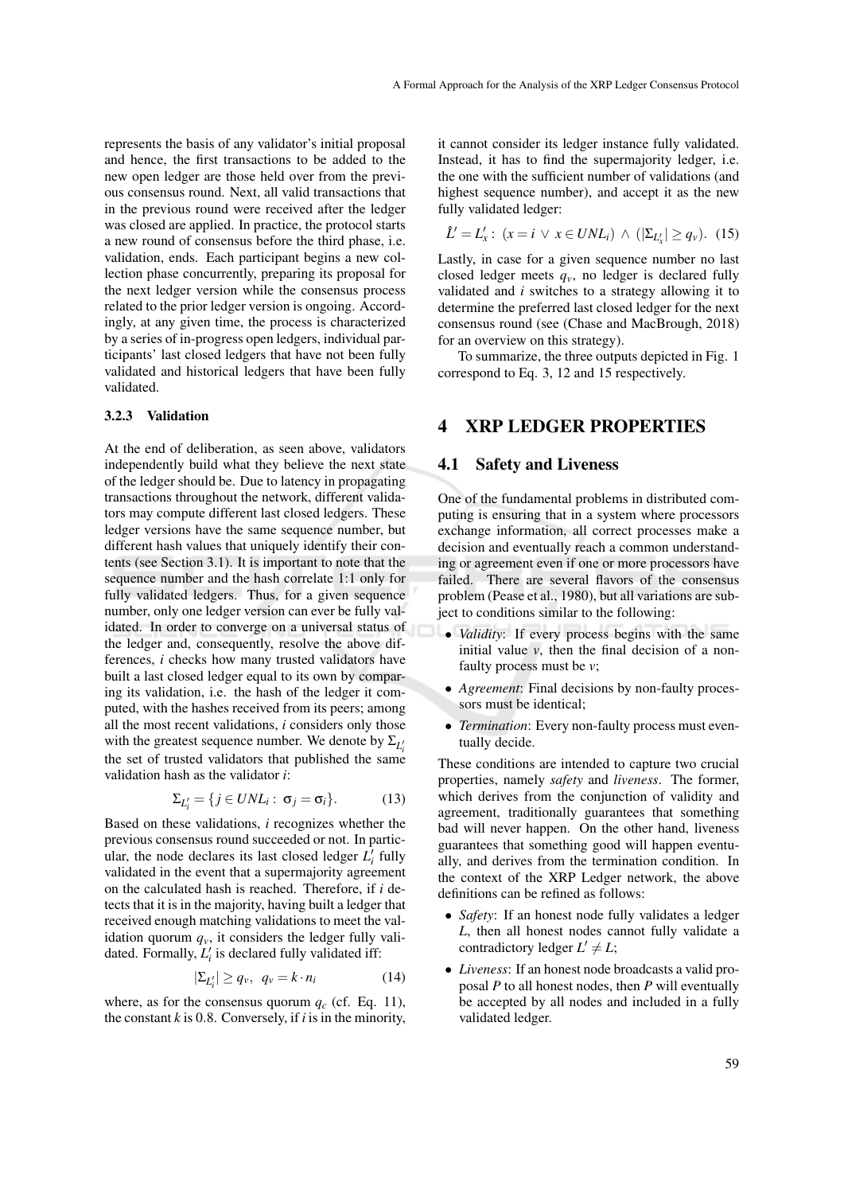represents the basis of any validator's initial proposal and hence, the first transactions to be added to the new open ledger are those held over from the previous consensus round. Next, all valid transactions that in the previous round were received after the ledger was closed are applied. In practice, the protocol starts a new round of consensus before the third phase, i.e. validation, ends. Each participant begins a new collection phase concurrently, preparing its proposal for the next ledger version while the consensus process related to the prior ledger version is ongoing. Accordingly, at any given time, the process is characterized by a series of in-progress open ledgers, individual participants' last closed ledgers that have not been fully validated and historical ledgers that have been fully validated.

#### 3.2.3 Validation

At the end of deliberation, as seen above, validators independently build what they believe the next state of the ledger should be. Due to latency in propagating transactions throughout the network, different validators may compute different last closed ledgers. These ledger versions have the same sequence number, but different hash values that uniquely identify their contents (see Section 3.1). It is important to note that the sequence number and the hash correlate 1:1 only for fully validated ledgers. Thus, for a given sequence number, only one ledger version can ever be fully validated. In order to converge on a universal status of the ledger and, consequently, resolve the above differences, $i$ checks how many trusted validators have built a last closed ledger equal to its own by comparing its validation, i.e. the hash of the ledger it computed, with the hashes received from its peers; among all the most recent validations, $i$ considers only those with the greatest sequence number. We denote by $\Sigma_{L_i'}$ the set of trusted validators that published the same validation hash as the validator $i$:

$$\Sigma_{L_i'} = \{j \in UNL_i : \sigma_j = \sigma_i\}. \tag{13}$$

Based on these validations, $i$ recognizes whether the previous consensus round succeeded or not. In particular, the node declares its last closed ledger $L_i'$ fully validated in the event that a supermajority agreement on the calculated hash is reached. Therefore, if $i$ detects that it is in the majority, having built a ledger that received enough matching validations to meet the validation quorum $q_v$, it considers the ledger fully validated. Formally, $L_i'$ is declared fully validated iff:

$$|\Sigma_{L_i'}| \geq q_v, \;\; q_v = k \cdot n_i \tag{14}$$

where, as for the consensus quorum $q_c$ (cf. Eq. 11), the constant $k$ is 0.8. Conversely, if $i$ is in the minority, it cannot consider its ledger instance fully validated. Instead, it has to find the supermajority ledger, i.e. the one with the sufficient number of validations (and highest sequence number), and accept it as the new fully validated ledger:

$$\hat{L}' = L_x' : \; (x = i \,\vee\, x \in UNL_i) \,\wedge\, (|\Sigma_{L_x'}| \geq q_v). \tag{15}$$

Lastly, in case for a given sequence number no last closed ledger meets $q_v$, no ledger is declared fully validated and $i$ switches to a strategy allowing it to determine the preferred last closed ledger for the next consensus round (see (Chase and MacBrough, 2018) for an overview on this strategy).

To summarize, the three outputs depicted in Fig. 1 correspond to Eq. 3, 12 and 15 respectively.

## 4 XRP LEDGER PROPERTIES

### 4.1 Safety and Liveness

One of the fundamental problems in distributed computing is ensuring that in a system where processors exchange information, all correct processes make a decision and eventually reach a common understanding or agreement even if one or more processors have failed. There are several flavors of the consensus problem (Pease et al., 1980), but all variations are subject to conditions similar to the following:

- *Validity*: If every process begins with the same initial value $v$, then the final decision of a non-faulty process must be $v$;
- *Agreement*: Final decisions by non-faulty processors must be identical;
- *Termination*: Every non-faulty process must eventually decide.

These conditions are intended to capture two crucial properties, namely *safety* and *liveness*. The former, which derives from the conjunction of validity and agreement, traditionally guarantees that something bad will never happen. On the other hand, liveness guarantees that something good will happen eventually, and derives from the termination condition. In the context of the XRP Ledger network, the above definitions can be refined as follows:

- *Safety*: If an honest node fully validates a ledger $L$, then all honest nodes cannot fully validate a contradictory ledger $L' \neq L$;
- *Liveness*: If an honest node broadcasts a valid proposal $P$ to all honest nodes, then $P$ will eventually be accepted by all nodes and included in a fully validated ledger.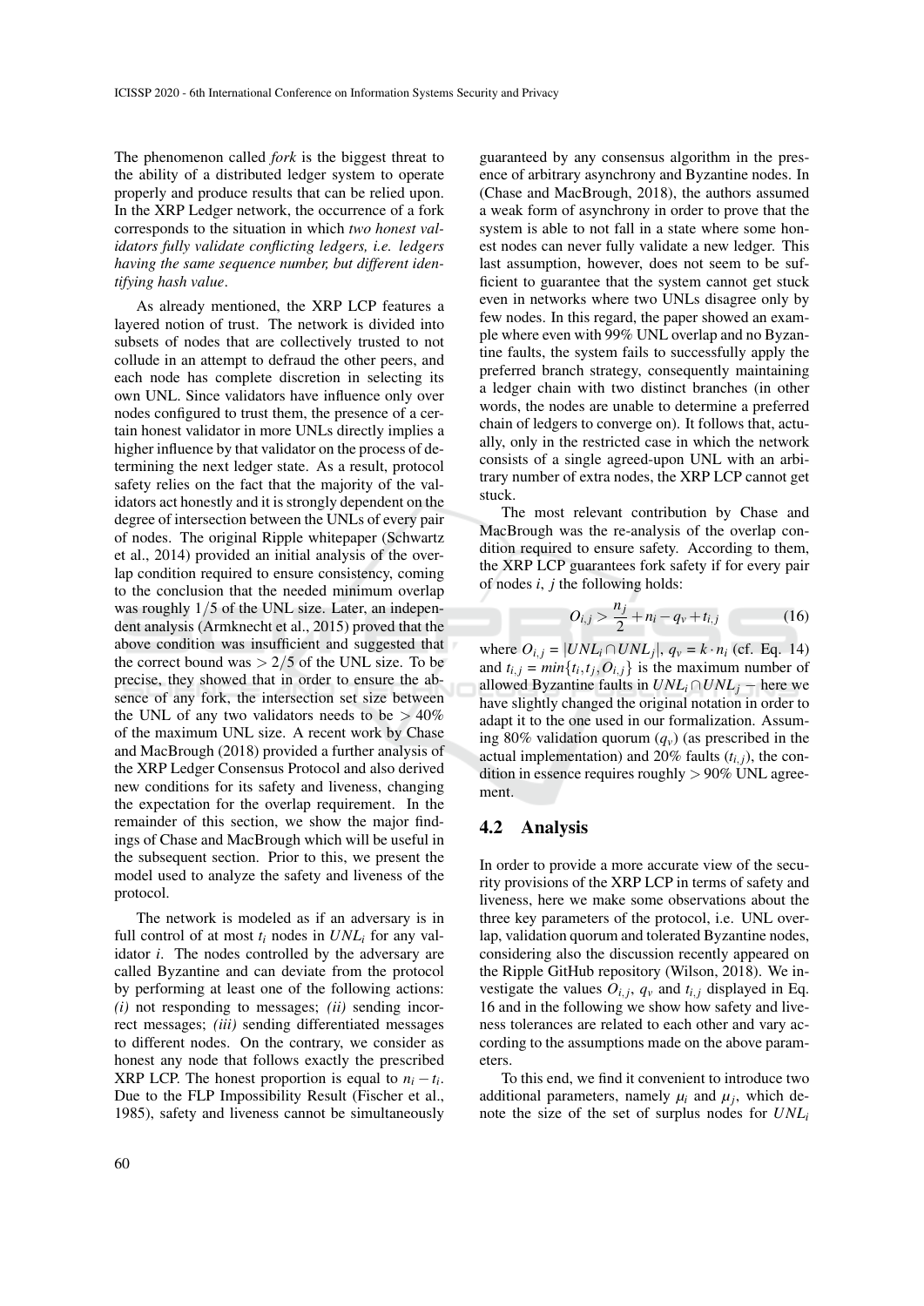The phenomenon called *fork* is the biggest threat to the ability of a distributed ledger system to operate properly and produce results that can be relied upon. In the XRP Ledger network, the occurrence of a fork corresponds to the situation in which *two honest validators fully validate conflicting ledgers, i.e. ledgers having the same sequence number, but different identifying hash value*.

As already mentioned, the XRP LCP features a layered notion of trust. The network is divided into subsets of nodes that are collectively trusted to not collude in an attempt to defraud the other peers, and each node has complete discretion in selecting its own UNL. Since validators have influence only over nodes configured to trust them, the presence of a certain honest validator in more UNLs directly implies a higher influence by that validator on the process of determining the next ledger state. As a result, protocol safety relies on the fact that the majority of the validators act honestly and it is strongly dependent on the degree of intersection between the UNLs of every pair of nodes. The original Ripple whitepaper (Schwartz et al., 2014) provided an initial analysis of the overlap condition required to ensure consistency, coming to the conclusion that the needed minimum overlap was roughly $1/5$ of the UNL size. Later, an independent analysis (Armknecht et al., 2015) proved that the above condition was insufficient and suggested that the correct bound was $> 2/5$ of the UNL size. To be precise, they showed that in order to ensure the absence of any fork, the intersection set size between the UNL of any two validators needs to be $> 40\%$ of the maximum UNL size. A recent work by Chase and MacBrough (2018) provided a further analysis of the XRP Ledger Consensus Protocol and also derived new conditions for its safety and liveness, changing the expectation for the overlap requirement. In the remainder of this section, we show the major findings of Chase and MacBrough which will be useful in the subsequent section. Prior to this, we present the model used to analyze the safety and liveness of the protocol.

The network is modeled as if an adversary is in full control of at most $t_i$ nodes in $UNL_i$ for any validator $i$. The nodes controlled by the adversary are called Byzantine and can deviate from the protocol by performing at least one of the following actions: *(i)* not responding to messages; *(ii)* sending incorrect messages; *(iii)* sending differentiated messages to different nodes. On the contrary, we consider as honest any node that follows exactly the prescribed XRP LCP. The honest proportion is equal to $n_i - t_i$. Due to the FLP Impossibility Result (Fischer et al., 1985), safety and liveness cannot be simultaneously guaranteed by any consensus algorithm in the presence of arbitrary asynchrony and Byzantine nodes. In (Chase and MacBrough, 2018), the authors assumed a weak form of asynchrony in order to prove that the system is able to not fall in a state where some honest nodes can never fully validate a new ledger. This last assumption, however, does not seem to be sufficient to guarantee that the system cannot get stuck even in networks where two UNLs disagree only by few nodes. In this regard, the paper showed an example where even with 99% UNL overlap and no Byzantine faults, the system fails to successfully apply the preferred branch strategy, consequently maintaining a ledger chain with two distinct branches (in other words, the nodes are unable to determine a preferred chain of ledgers to converge on). It follows that, actually, only in the restricted case in which the network consists of a single agreed-upon UNL with an arbitrary number of extra nodes, the XRP LCP cannot get stuck.

The most relevant contribution by Chase and MacBrough was the re-analysis of the overlap condition required to ensure safety. According to them, the XRP LCP guarantees fork safety if for every pair of nodes $i$, $j$ the following holds:

$$O_{i,j} > \frac{n_j}{2} + n_i - q_v + t_{i,j} \tag{16}$$

where $O_{i,j} = |UNL_i \cap UNL_j|$, $q_v = k \cdot n_i$ (cf. Eq. 14) and $t_{i,j} = min\{t_i, t_j, O_{i,j}\}$ is the maximum number of allowed Byzantine faults in $UNL_i \cap UNL_j$ − here we have slightly changed the original notation in order to adapt it to the one used in our formalization. Assuming 80% validation quorum ($q_v$) (as prescribed in the actual implementation) and 20% faults ($t_{i,j}$), the condition in essence requires roughly $> 90\%$ UNL agreement.

## 4.2 Analysis

In order to provide a more accurate view of the security provisions of the XRP LCP in terms of safety and liveness, here we make some observations about the three key parameters of the protocol, i.e. UNL overlap, validation quorum and tolerated Byzantine nodes, considering also the discussion recently appeared on the Ripple GitHub repository (Wilson, 2018). We investigate the values $O_{i,j}$, $q_v$ and $t_{i,j}$ displayed in Eq. 16 and in the following we show how safety and liveness tolerances are related to each other and vary according to the assumptions made on the above parameters.

To this end, we find it convenient to introduce two additional parameters, namely $\mu_i$ and $\mu_j$, which denote the size of the set of surplus nodes for $UNL_i$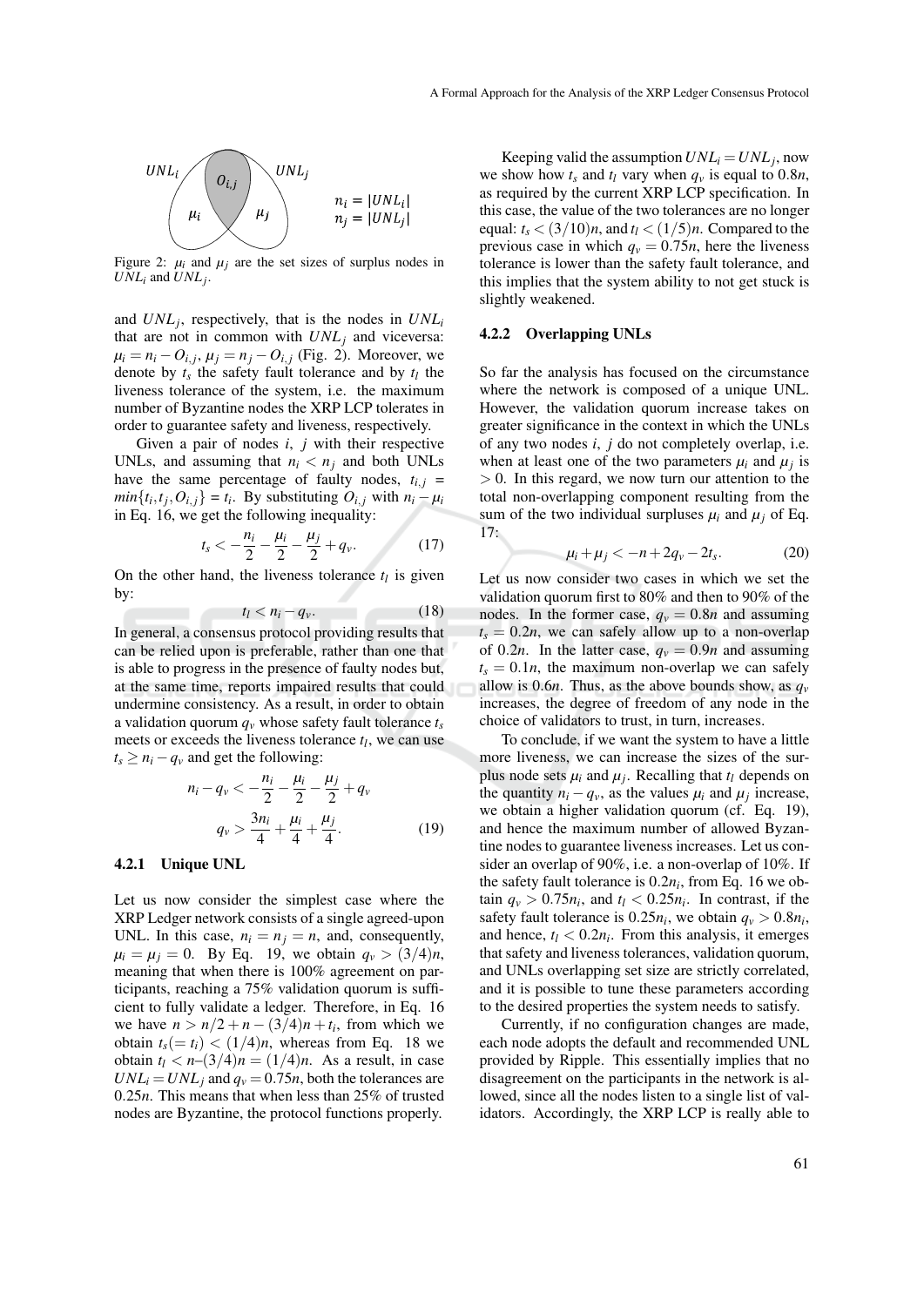Figure 2: $\mu_i$ and $\mu_j$ are the set sizes of surplus nodes in $UNL_i$ and $UNL_j$.

and $UNL_j$, respectively, that is the nodes in $UNL_i$ that are not in common with $UNL_j$ and viceversa: $\mu_i = n_i - O_{i,j}$, $\mu_j = n_j - O_{i,j}$ (Fig. 2). Moreover, we denote by $t_s$ the safety fault tolerance and by $t_l$ the liveness tolerance of the system, i.e. the maximum number of Byzantine nodes the XRP LCP tolerates in order to guarantee safety and liveness, respectively.

Given a pair of nodes $i$, $j$ with their respective UNLs, and assuming that $n_i < n_j$ and both UNLs have the same percentage of faulty nodes, $t_{i,j} = min\{t_i, t_j, O_{i,j}\} = t_i$. By substituting $O_{i,j}$ with $n_i - \mu_i$ in Eq. 16, we get the following inequality:

$$t_s < -\frac{n_i}{2} - \frac{\mu_i}{2} - \frac{\mu_j}{2} + q_v. \tag{17}$$

On the other hand, the liveness tolerance $t_l$ is given by:

$$t_l < n_i - q_v. \tag{18}$$

In general, a consensus protocol providing results that can be relied upon is preferable, rather than one that is able to progress in the presence of faulty nodes but, at the same time, reports impaired results that could undermine consistency. As a result, in order to obtain a validation quorum $q_v$ whose safety fault tolerance $t_s$ meets or exceeds the liveness tolerance $t_l$, we can use $t_s \geq n_i - q_v$ and get the following:

$$n_i - q_v < -\frac{n_i}{2} - \frac{\mu_i}{2} - \frac{\mu_j}{2} + q_v$$
$$q_v > \frac{3n_i}{4} + \frac{\mu_i}{4} + \frac{\mu_j}{4}. \tag{19}$$

#### 4.2.1 Unique UNL

Let us now consider the simplest case where the XRP Ledger network consists of a single agreed-upon UNL. In this case, $n_i = n_j = n$, and, consequently, $\mu_i = \mu_j = 0$. By Eq. 19, we obtain $q_v > (3/4)n$, meaning that when there is 100% agreement on participants, reaching a 75% validation quorum is sufficient to fully validate a ledger. Therefore, in Eq. 16 we have $n > n/2 + n - (3/4)n + t_i$, from which we obtain $t_s(= t_i) < (1/4)n$, whereas from Eq. 18 we obtain $t_l < n - (3/4)n = (1/4)n$. As a result, in case $UNL_i = UNL_j$ and $q_v = 0.75n$, both the tolerances are $0.25n$. This means that when less than 25% of trusted nodes are Byzantine, the protocol functions properly.

Keeping valid the assumption $UNL_i = UNL_j$, now we show how $t_s$ and $t_l$ vary when $q_v$ is equal to $0.8n$, as required by the current XRP LCP specification. In this case, the value of the two tolerances are no longer equal: $t_s < (3/10)n$, and $t_l < (1/5)n$. Compared to the previous case in which $q_v = 0.75n$, here the liveness tolerance is lower than the safety fault tolerance, and this implies that the system ability to not get stuck is slightly weakened.

#### 4.2.2 Overlapping UNLs

So far the analysis has focused on the circumstance where the network is composed of a unique UNL. However, the validation quorum increase takes on greater significance in the context in which the UNLs of any two nodes $i$, $j$ do not completely overlap, i.e. when at least one of the two parameters $\mu_i$ and $\mu_j$ is $> 0$. In this regard, we now turn our attention to the total non-overlapping component resulting from the sum of the two individual surpluses $\mu_i$ and $\mu_j$ of Eq. 17:

$$\mu_i + \mu_j < -n + 2q_v - 2t_s. \tag{20}$$

Let us now consider two cases in which we set the validation quorum first to 80% and then to 90% of the nodes. In the former case, $q_v = 0.8n$ and assuming $t_s = 0.2n$, we can safely allow up to a non-overlap of $0.2n$. In the latter case, $q_v = 0.9n$ and assuming $t_s = 0.1n$, the maximum non-overlap we can safely allow is $0.6n$. Thus, as the above bounds show, as $q_v$ increases, the degree of freedom of any node in the choice of validators to trust, in turn, increases.

To conclude, if we want the system to have a little more liveness, we can increase the sizes of the surplus node sets $\mu_i$ and $\mu_j$. Recalling that $t_l$ depends on the quantity $n_i - q_v$, as the values $\mu_i$ and $\mu_j$ increase, we obtain a higher validation quorum (cf. Eq. 19), and hence the maximum number of allowed Byzantine nodes to guarantee liveness increases. Let us consider an overlap of 90%, i.e. a non-overlap of 10%. If the safety fault tolerance is $0.2n_i$, from Eq. 16 we obtain $q_v > 0.75n_i$, and $t_l < 0.25n_i$. In contrast, if the safety fault tolerance is $0.25n_i$, we obtain $q_v > 0.8n_i$, and hence, $t_l < 0.2n_i$. From this analysis, it emerges that safety and liveness tolerances, validation quorum, and UNLs overlapping set size are strictly correlated, and it is possible to tune these parameters according to the desired properties the system needs to satisfy.

Currently, if no configuration changes are made, each node adopts the default and recommended UNL provided by Ripple. This essentially implies that no disagreement on the participants in the network is allowed, since all the nodes listen to a single list of validators. Accordingly, the XRP LCP is really able to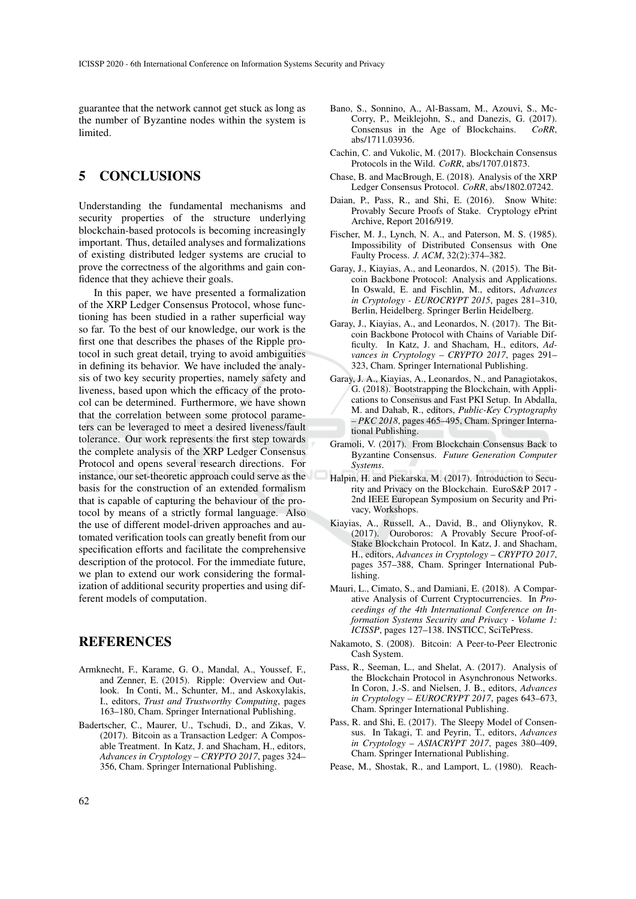guarantee that the network cannot get stuck as long as the number of Byzantine nodes within the system is limited.

## 5 CONCLUSIONS

Understanding the fundamental mechanisms and security properties of the structure underlying blockchain-based protocols is becoming increasingly important. Thus, detailed analyses and formalizations of existing distributed ledger systems are crucial to prove the correctness of the algorithms and gain confidence that they achieve their goals.

In this paper, we have presented a formalization of the XRP Ledger Consensus Protocol, whose functioning has been studied in a rather superficial way so far. To the best of our knowledge, our work is the first one that describes the phases of the Ripple protocol in such great detail, trying to avoid ambiguities in defining its behavior. We have included the analysis of two key security properties, namely safety and liveness, based upon which the efficacy of the protocol can be determined. Furthermore, we have shown that the correlation between some protocol parameters can be leveraged to meet a desired liveness/fault tolerance. Our work represents the first step towards the complete analysis of the XRP Ledger Consensus Protocol and opens several research directions. For instance, our set-theoretic approach could serve as the basis for the construction of an extended formalism that is capable of capturing the behaviour of the protocol by means of a strictly formal language. Also the use of different model-driven approaches and automated verification tools can greatly benefit from our specification efforts and facilitate the comprehensive description of the protocol. For the immediate future, we plan to extend our work considering the formalization of additional security properties and using different models of computation.

## REFERENCES

Armknecht, F., Karame, G. O., Mandal, A., Youssef, F., and Zenner, E. (2015). Ripple: Overview and Outlook. In Conti, M., Schunter, M., and Askoxylakis, I., editors, *Trust and Trustworthy Computing*, pages 163–180, Cham. Springer International Publishing.

Badertscher, C., Maurer, U., Tschudi, D., and Zikas, V. (2017). Bitcoin as a Transaction Ledger: A Composable Treatment. In Katz, J. and Shacham, H., editors, *Advances in Cryptology – CRYPTO 2017*, pages 324–356, Cham. Springer International Publishing.

Bano, S., Sonnino, A., Al-Bassam, M., Azouvi, S., McCorry, P., Meiklejohn, S., and Danezis, G. (2017). Consensus in the Age of Blockchains. *CoRR*, abs/1711.03936.

Cachin, C. and Vukolic, M. (2017). Blockchain Consensus Protocols in the Wild. *CoRR*, abs/1707.01873.

Chase, B. and MacBrough, E. (2018). Analysis of the XRP Ledger Consensus Protocol. *CoRR*, abs/1802.07242.

Daian, P., Pass, R., and Shi, E. (2016). Snow White: Provably Secure Proofs of Stake. Cryptology ePrint Archive, Report 2016/919.

Fischer, M. J., Lynch, N. A., and Paterson, M. S. (1985). Impossibility of Distributed Consensus with One Faulty Process. *J. ACM*, 32(2):374–382.

Garay, J., Kiayias, A., and Leonardos, N. (2015). The Bitcoin Backbone Protocol: Analysis and Applications. In Oswald, E. and Fischlin, M., editors, *Advances in Cryptology - EUROCRYPT 2015*, pages 281–310, Berlin, Heidelberg. Springer Berlin Heidelberg.

Garay, J., Kiayias, A., and Leonardos, N. (2017). The Bitcoin Backbone Protocol with Chains of Variable Difficulty. In Katz, J. and Shacham, H., editors, *Advances in Cryptology – CRYPTO 2017*, pages 291–323, Cham. Springer International Publishing.

Garay, J. A., Kiayias, A., Leonardos, N., and Panagiotakos, G. (2018). Bootstrapping the Blockchain, with Applications to Consensus and Fast PKI Setup. In Abdalla, M. and Dahab, R., editors, *Public-Key Cryptography – PKC 2018*, pages 465–495, Cham. Springer International Publishing.

Gramoli, V. (2017). From Blockchain Consensus Back to Byzantine Consensus. *Future Generation Computer Systems*.

Halpin, H. and Piekarska, M. (2017). Introduction to Security and Privacy on the Blockchain. EuroS&P 2017 - 2nd IEEE European Symposium on Security and Privacy, Workshops.

Kiayias, A., Russell, A., David, B., and Oliynykov, R. (2017). Ouroboros: A Provably Secure Proof-of-Stake Blockchain Protocol. In Katz, J. and Shacham, H., editors, *Advances in Cryptology – CRYPTO 2017*, pages 357–388, Cham. Springer International Publishing.

Mauri, L., Cimato, S., and Damiani, E. (2018). A Comparative Analysis of Current Cryptocurrencies. In *Proceedings of the 4th International Conference on Information Systems Security and Privacy - Volume 1: ICISSP*, pages 127–138. INSTICC, SciTePress.

Nakamoto, S. (2008). Bitcoin: A Peer-to-Peer Electronic Cash System.

Pass, R., Seeman, L., and Shelat, A. (2017). Analysis of the Blockchain Protocol in Asynchronous Networks. In Coron, J.-S. and Nielsen, J. B., editors, *Advances in Cryptology – EUROCRYPT 2017*, pages 643–673, Cham. Springer International Publishing.

Pass, R. and Shi, E. (2017). The Sleepy Model of Consensus. In Takagi, T. and Peyrin, T., editors, *Advances in Cryptology – ASIACRYPT 2017*, pages 380–409, Cham. Springer International Publishing.

Pease, M., Shostak, R., and Lamport, L. (1980). Reach-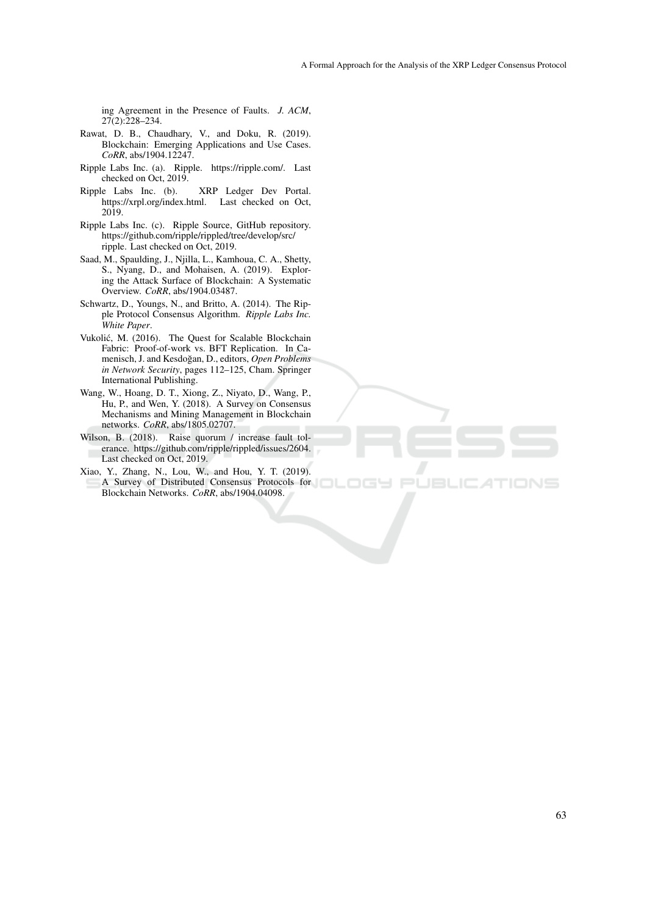ing Agreement in the Presence of Faults. *J. ACM*, 27(2):228–234.

Rawat, D. B., Chaudhary, V., and Doku, R. (2019). Blockchain: Emerging Applications and Use Cases. *CoRR*, abs/1904.12247.

Ripple Labs Inc. (a). Ripple. https://ripple.com/. Last checked on Oct, 2019.

Ripple Labs Inc. (b). XRP Ledger Dev Portal. https://xrpl.org/index.html. Last checked on Oct, 2019.

Ripple Labs Inc. (c). Ripple Source, GitHub repository. https://github.com/ripple/rippled/tree/develop/src/ripple. Last checked on Oct, 2019.

Saad, M., Spaulding, J., Njilla, L., Kamhoua, C. A., Shetty, S., Nyang, D., and Mohaisen, A. (2019). Exploring the Attack Surface of Blockchain: A Systematic Overview. *CoRR*, abs/1904.03487.

Schwartz, D., Youngs, N., and Britto, A. (2014). The Ripple Protocol Consensus Algorithm. *Ripple Labs Inc. White Paper*.

Vukolić, M. (2016). The Quest for Scalable Blockchain Fabric: Proof-of-work vs. BFT Replication. In Camenisch, J. and Kesdoğan, D., editors, *Open Problems in Network Security*, pages 112–125, Cham. Springer International Publishing.

Wang, W., Hoang, D. T., Xiong, Z., Niyato, D., Wang, P., Hu, P., and Wen, Y. (2018). A Survey on Consensus Mechanisms and Mining Management in Blockchain networks. *CoRR*, abs/1805.02707.

Wilson, B. (2018). Raise quorum / increase fault tolerance. https://github.com/ripple/rippled/issues/2604. Last checked on Oct, 2019.

Xiao, Y., Zhang, N., Lou, W., and Hou, Y. T. (2019). A Survey of Distributed Consensus Protocols for Blockchain Networks. *CoRR*, abs/1904.04098.